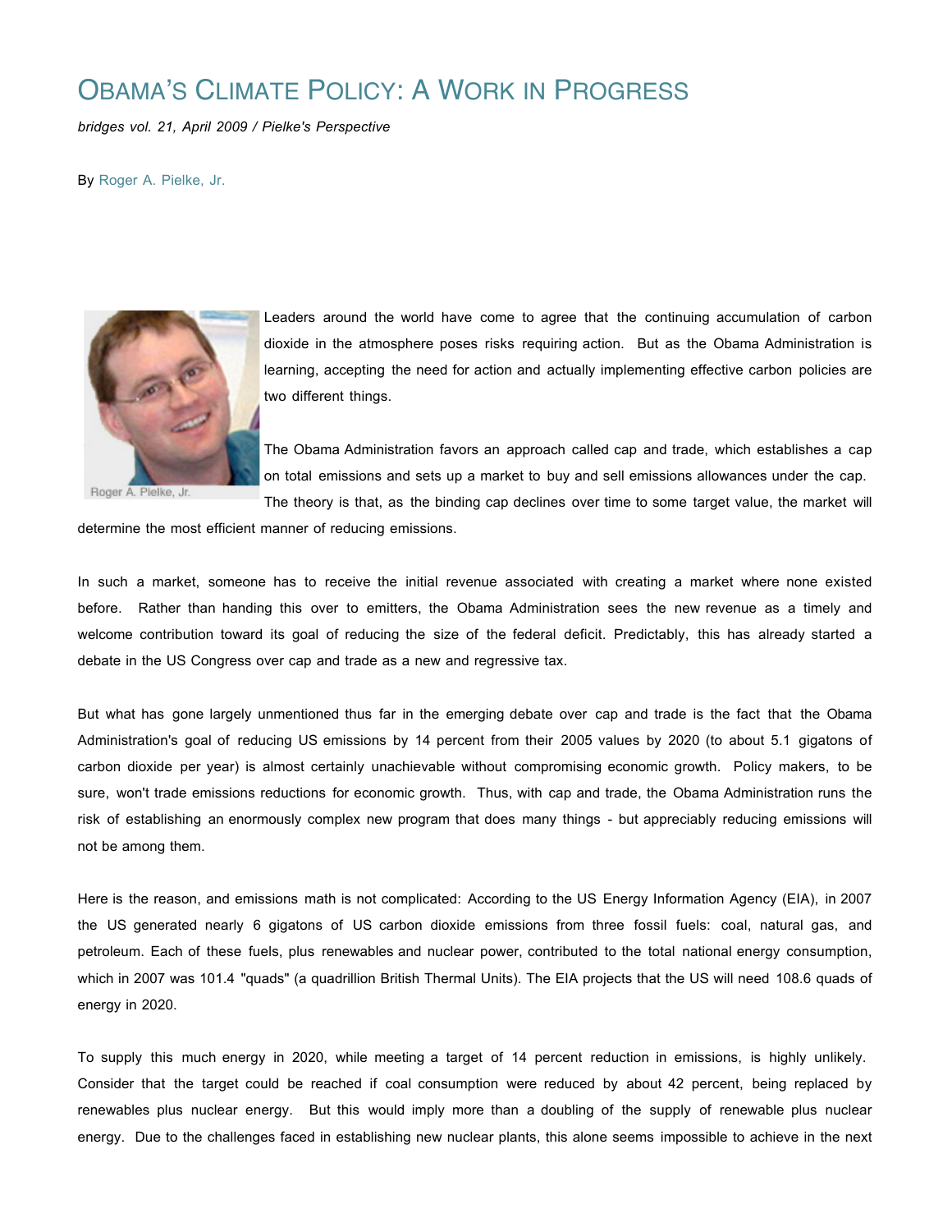# Obama's Climate Policy: A Work in Progress

*bridges vol. 21, April 2009 / Pielke's Perspective*

By Roger A. Pielke, Jr.

Roger A. Pielke, Jr.

Leaders around the world have come to agree that the continuing accumulation of carbon dioxide in the atmosphere poses risks requiring action. But as the Obama Administration is learning, accepting the need for action and actually implementing effective carbon policies are two different things.

The Obama Administration favors an approach called cap and trade, which establishes a cap on total emissions and sets up a market to buy and sell emissions allowances under the cap. The theory is that, as the binding cap declines over time to some target value, the market will determine the most efficient manner of reducing emissions.

In such a market, someone has to receive the initial revenue associated with creating a market where none existed before. Rather than handing this over to emitters, the Obama Administration sees the new revenue as a timely and welcome contribution toward its goal of reducing the size of the federal deficit. Predictably, this has already started a debate in the US Congress over cap and trade as a new and regressive tax.

But what has gone largely unmentioned thus far in the emerging debate over cap and trade is the fact that the Obama Administration's goal of reducing US emissions by 14 percent from their 2005 values by 2020 (to about 5.1 gigatons of carbon dioxide per year) is almost certainly unachievable without compromising economic growth. Policy makers, to be sure, won't trade emissions reductions for economic growth. Thus, with cap and trade, the Obama Administration runs the risk of establishing an enormously complex new program that does many things - but appreciably reducing emissions will not be among them.

Here is the reason, and emissions math is not complicated: According to the US Energy Information Agency (EIA), in 2007 the US generated nearly 6 gigatons of US carbon dioxide emissions from three fossil fuels: coal, natural gas, and petroleum. Each of these fuels, plus renewables and nuclear power, contributed to the total national energy consumption, which in 2007 was 101.4 "quads" (a quadrillion British Thermal Units). The EIA projects that the US will need 108.6 quads of energy in 2020.

To supply this much energy in 2020, while meeting a target of 14 percent reduction in emissions, is highly unlikely. Consider that the target could be reached if coal consumption were reduced by about 42 percent, being replaced by renewables plus nuclear energy. But this would imply more than a doubling of the supply of renewable plus nuclear energy. Due to the challenges faced in establishing new nuclear plants, this alone seems impossible to achieve in the next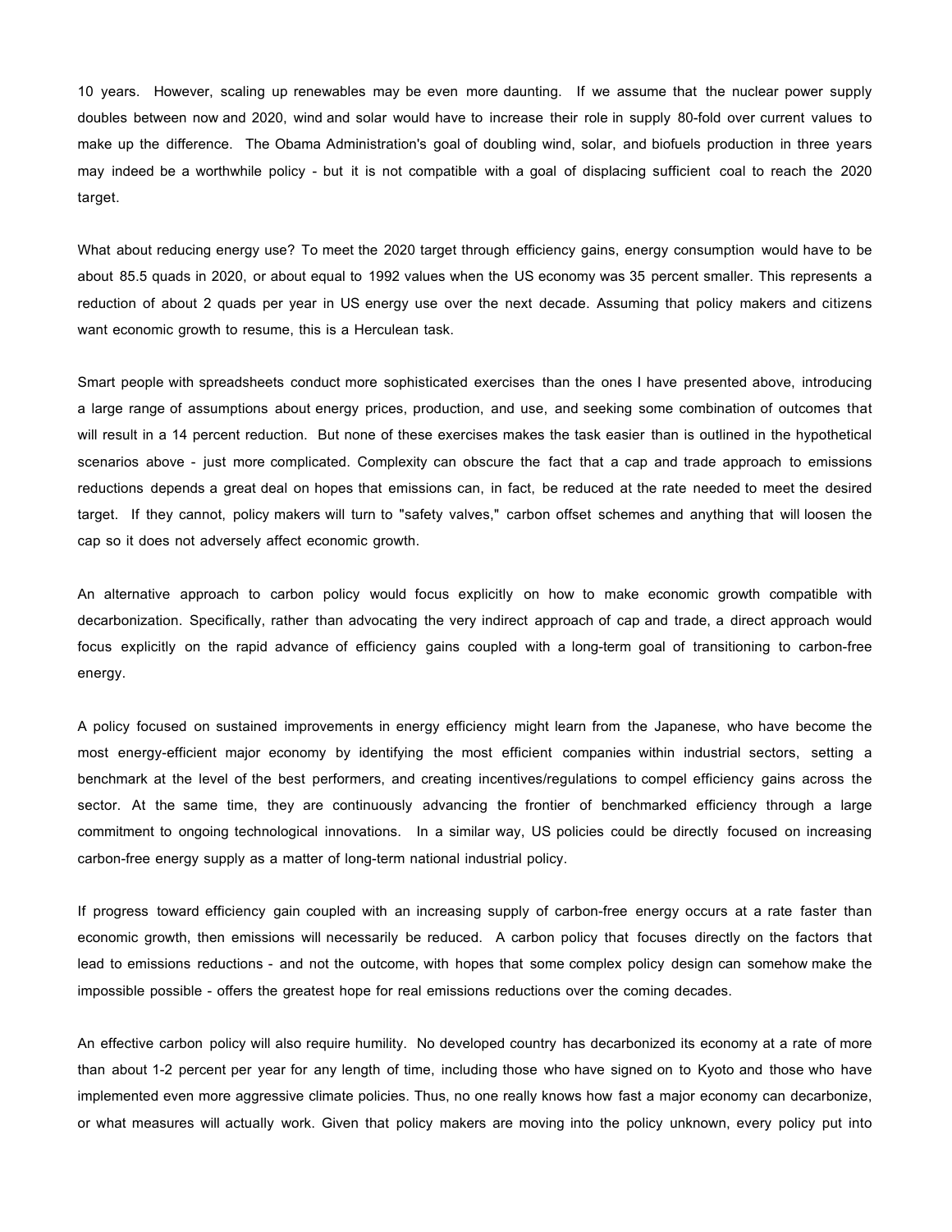10 years. However, scaling up renewables may be even more daunting. If we assume that the nuclear power supply doubles between now and 2020, wind and solar would have to increase their role in supply 80-fold over current values to make up the difference. The Obama Administration's goal of doubling wind, solar, and biofuels production in three years may indeed be a worthwhile policy - but it is not compatible with a goal of displacing sufficient coal to reach the 2020 target.

What about reducing energy use? To meet the 2020 target through efficiency gains, energy consumption would have to be about 85.5 quads in 2020, or about equal to 1992 values when the US economy was 35 percent smaller. This represents a reduction of about 2 quads per year in US energy use over the next decade. Assuming that policy makers and citizens want economic growth to resume, this is a Herculean task.

Smart people with spreadsheets conduct more sophisticated exercises than the ones I have presented above, introducing a large range of assumptions about energy prices, production, and use, and seeking some combination of outcomes that will result in a 14 percent reduction. But none of these exercises makes the task easier than is outlined in the hypothetical scenarios above - just more complicated. Complexity can obscure the fact that a cap and trade approach to emissions reductions depends a great deal on hopes that emissions can, in fact, be reduced at the rate needed to meet the desired target. If they cannot, policy makers will turn to "safety valves," carbon offset schemes and anything that will loosen the cap so it does not adversely affect economic growth.

An alternative approach to carbon policy would focus explicitly on how to make economic growth compatible with decarbonization. Specifically, rather than advocating the very indirect approach of cap and trade, a direct approach would focus explicitly on the rapid advance of efficiency gains coupled with a long-term goal of transitioning to carbon-free energy.

A policy focused on sustained improvements in energy efficiency might learn from the Japanese, who have become the most energy-efficient major economy by identifying the most efficient companies within industrial sectors, setting a benchmark at the level of the best performers, and creating incentives/regulations to compel efficiency gains across the sector. At the same time, they are continuously advancing the frontier of benchmarked efficiency through a large commitment to ongoing technological innovations. In a similar way, US policies could be directly focused on increasing carbon-free energy supply as a matter of long-term national industrial policy.

If progress toward efficiency gain coupled with an increasing supply of carbon-free energy occurs at a rate faster than economic growth, then emissions will necessarily be reduced. A carbon policy that focuses directly on the factors that lead to emissions reductions - and not the outcome, with hopes that some complex policy design can somehow make the impossible possible - offers the greatest hope for real emissions reductions over the coming decades.

An effective carbon policy will also require humility. No developed country has decarbonized its economy at a rate of more than about 1-2 percent per year for any length of time, including those who have signed on to Kyoto and those who have implemented even more aggressive climate policies. Thus, no one really knows how fast a major economy can decarbonize, or what measures will actually work. Given that policy makers are moving into the policy unknown, every policy put into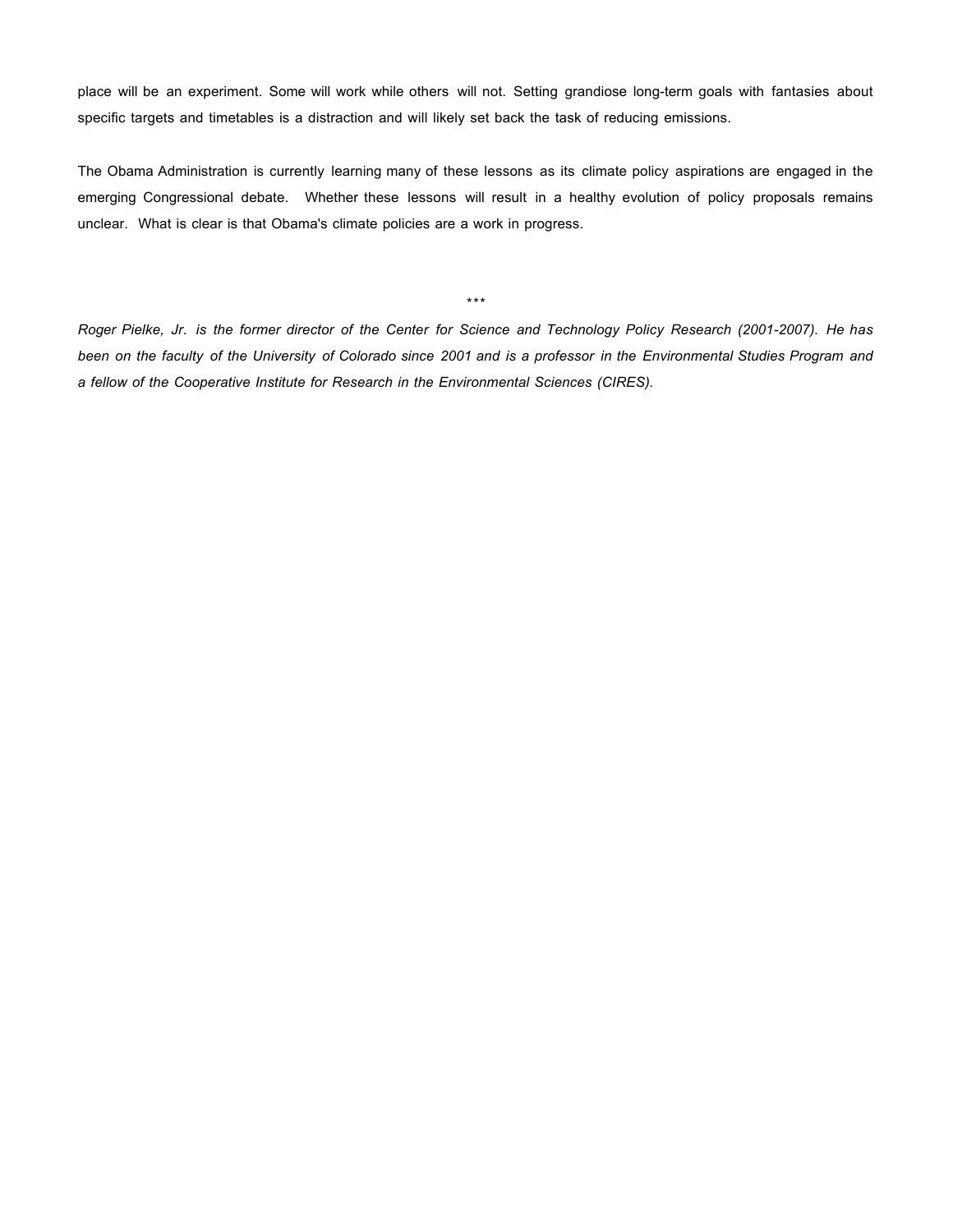place will be an experiment. Some will work while others will not. Setting grandiose long-term goals with fantasies about specific targets and timetables is a distraction and will likely set back the task of reducing emissions.

The Obama Administration is currently learning many of these lessons as its climate policy aspirations are engaged in the emerging Congressional debate. Whether these lessons will result in a healthy evolution of policy proposals remains unclear. What is clear is that Obama's climate policies are a work in progress.

***

*Roger Pielke, Jr. is the former director of the Center for Science and Technology Policy Research (2001-2007). He has been on the faculty of the University of Colorado since 2001 and is a professor in the Environmental Studies Program and a fellow of the Cooperative Institute for Research in the Environmental Sciences (CIRES).*